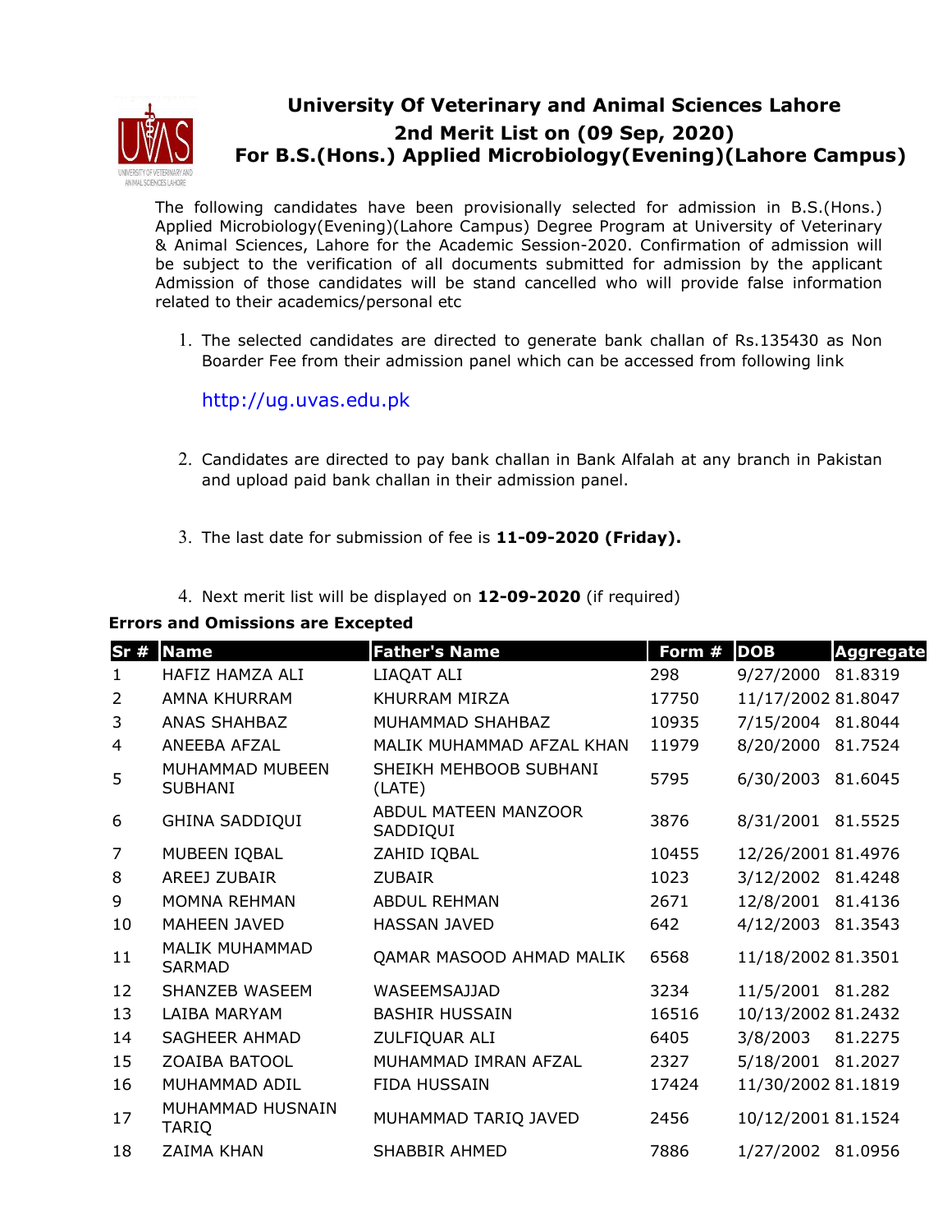# University Of Veterinary and Animal Sciences Lahore

## 2nd Merit List on (09 Sep, 2020)

## For B.S.(Hons.) Applied Microbiology(Evening)(Lahore Campus)

The following candidates have been provisionally selected for admission in B.S.(Hons.) Applied Microbiology(Evening)(Lahore Campus) Degree Program at University of Veterinary & Animal Sciences, Lahore for the Academic Session-2020. Confirmation of admission will be subject to the verification of all documents submitted for admission by the applicant Admission of those candidates will be stand cancelled who will provide false information related to their academics/personal etc

1. The selected candidates are directed to generate bank challan of Rs.135430 as Non Boarder Fee from their admission panel which can be accessed from following link

   http://ug.uvas.edu.pk

2. Candidates are directed to pay bank challan in Bank Alfalah at any branch in Pakistan and upload paid bank challan in their admission panel.

3. The last date for submission of fee is **11-09-2020 (Friday).**

4. Next merit list will be displayed on **12-09-2020** (if required)

**Errors and Omissions are Excepted**

| Sr # | Name | Father's Name | Form # | DOB | Aggregate |
|---|---|---|---|---|---|
| 1 | HAFIZ HAMZA ALI | LIAQAT ALI | 298 | 9/27/2000 | 81.8319 |
| 2 | AMNA KHURRAM | KHURRAM MIRZA | 17750 | 11/17/2002 | 81.8047 |
| 3 | ANAS SHAHBAZ | MUHAMMAD SHAHBAZ | 10935 | 7/15/2004 | 81.8044 |
| 4 | ANEEBA AFZAL | MALIK MUHAMMAD AFZAL KHAN | 11979 | 8/20/2000 | 81.7524 |
| 5 | MUHAMMAD MUBEEN SUBHANI | SHEIKH MEHBOOB SUBHANI (LATE) | 5795 | 6/30/2003 | 81.6045 |
| 6 | GHINA SADDIQUI | ABDUL MATEEN MANZOOR SADDIQUI | 3876 | 8/31/2001 | 81.5525 |
| 7 | MUBEEN IQBAL | ZAHID IQBAL | 10455 | 12/26/2001 | 81.4976 |
| 8 | AREEJ ZUBAIR | ZUBAIR | 1023 | 3/12/2002 | 81.4248 |
| 9 | MOMNA REHMAN | ABDUL REHMAN | 2671 | 12/8/2001 | 81.4136 |
| 10 | MAHEEN JAVED | HASSAN JAVED | 642 | 4/12/2003 | 81.3543 |
| 11 | MALIK MUHAMMAD SARMAD | QAMAR MASOOD AHMAD MALIK | 6568 | 11/18/2002 | 81.3501 |
| 12 | SHANZEB WASEEM | WASEEMSAJJAD | 3234 | 11/5/2001 | 81.282 |
| 13 | LAIBA MARYAM | BASHIR HUSSAIN | 16516 | 10/13/2002 | 81.2432 |
| 14 | SAGHEER AHMAD | ZULFIQUAR ALI | 6405 | 3/8/2003 | 81.2275 |
| 15 | ZOAIBA BATOOL | MUHAMMAD IMRAN AFZAL | 2327 | 5/18/2001 | 81.2027 |
| 16 | MUHAMMAD ADIL | FIDA HUSSAIN | 17424 | 11/30/2002 | 81.1819 |
| 17 | MUHAMMAD HUSNAIN TARIQ | MUHAMMAD TARIQ JAVED | 2456 | 10/12/2001 | 81.1524 |
| 18 | ZAIMA KHAN | SHABBIR AHMED | 7886 | 1/27/2002 | 81.0956 |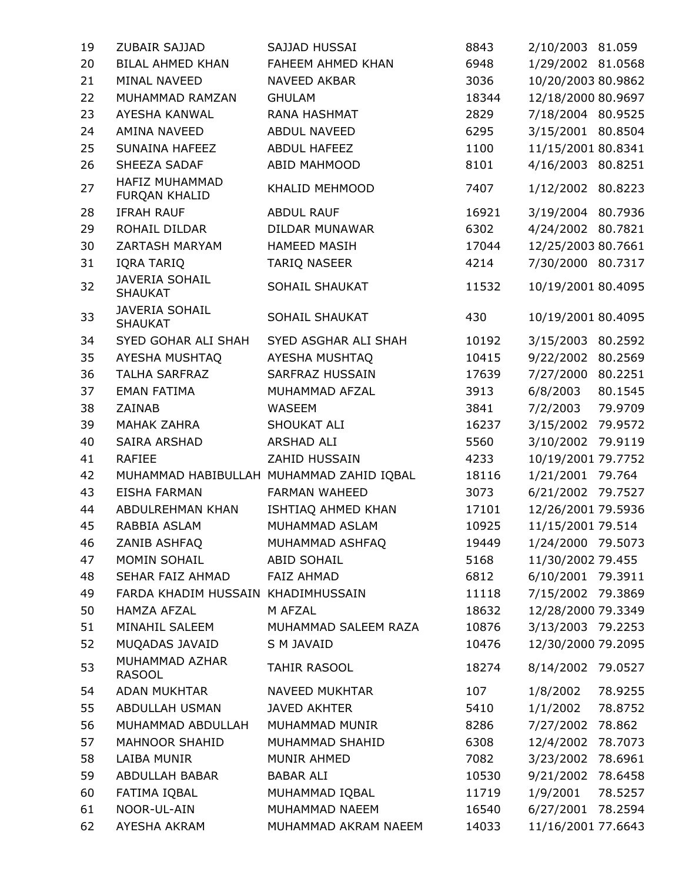| | | | | | |
|---|---|---|---|---|---|
| 19 | ZUBAIR SAJJAD | SAJJAD HUSSAI | 8843 | 2/10/2003 | 81.059 |
| 20 | BILAL AHMED KHAN | FAHEEM AHMED KHAN | 6948 | 1/29/2002 | 81.0568 |
| 21 | MINAL NAVEED | NAVEED AKBAR | 3036 | 10/20/2003 | 80.9862 |
| 22 | MUHAMMAD RAMZAN | GHULAM | 18344 | 12/18/2000 | 80.9697 |
| 23 | AYESHA KANWAL | RANA HASHMAT | 2829 | 7/18/2004 | 80.9525 |
| 24 | AMINA NAVEED | ABDUL NAVEED | 6295 | 3/15/2001 | 80.8504 |
| 25 | SUNAINA HAFEEZ | ABDUL HAFEEZ | 1100 | 11/15/2001 | 80.8341 |
| 26 | SHEEZA SADAF | ABID MAHMOOD | 8101 | 4/16/2003 | 80.8251 |
| 27 | HAFIZ MUHAMMAD FURQAN KHALID | KHALID MEHMOOD | 7407 | 1/12/2002 | 80.8223 |
| 28 | IFRAH RAUF | ABDUL RAUF | 16921 | 3/19/2004 | 80.7936 |
| 29 | ROHAIL DILDAR | DILDAR MUNAWAR | 6302 | 4/24/2002 | 80.7821 |
| 30 | ZARTASH MARYAM | HAMEED MASIH | 17044 | 12/25/2003 | 80.7661 |
| 31 | IQRA TARIQ | TARIQ NASEER | 4214 | 7/30/2000 | 80.7317 |
| 32 | JAVERIA SOHAIL SHAUKAT | SOHAIL SHAUKAT | 11532 | 10/19/2001 | 80.4095 |
| 33 | JAVERIA SOHAIL SHAUKAT | SOHAIL SHAUKAT | 430 | 10/19/2001 | 80.4095 |
| 34 | SYED GOHAR ALI SHAH | SYED ASGHAR ALI SHAH | 10192 | 3/15/2003 | 80.2592 |
| 35 | AYESHA MUSHTAQ | AYESHA MUSHTAQ | 10415 | 9/22/2002 | 80.2569 |
| 36 | TALHA SARFRAZ | SARFRAZ HUSSAIN | 17639 | 7/27/2000 | 80.2251 |
| 37 | EMAN FATIMA | MUHAMMAD AFZAL | 3913 | 6/8/2003 | 80.1545 |
| 38 | ZAINAB | WASEEM | 3841 | 7/2/2003 | 79.9709 |
| 39 | MAHAK ZAHRA | SHOUKAT ALI | 16237 | 3/15/2002 | 79.9572 |
| 40 | SAIRA ARSHAD | ARSHAD ALI | 5560 | 3/10/2002 | 79.9119 |
| 41 | RAFIEE | ZAHID HUSSAIN | 4233 | 10/19/2001 | 79.7752 |
| 42 | MUHAMMAD HABIBULLAH | MUHAMMAD ZAHID IQBAL | 18116 | 1/21/2001 | 79.764 |
| 43 | EISHA FARMAN | FARMAN WAHEED | 3073 | 6/21/2002 | 79.7527 |
| 44 | ABDULREHMAN KHAN | ISHTIAQ AHMED KHAN | 17101 | 12/26/2001 | 79.5936 |
| 45 | RABBIA ASLAM | MUHAMMAD ASLAM | 10925 | 11/15/2001 | 79.514 |
| 46 | ZANIB ASHFAQ | MUHAMMAD ASHFAQ | 19449 | 1/24/2000 | 79.5073 |
| 47 | MOMIN SOHAIL | ABID SOHAIL | 5168 | 11/30/2002 | 79.455 |
| 48 | SEHAR FAIZ AHMAD | FAIZ AHMAD | 6812 | 6/10/2001 | 79.3911 |
| 49 | FARDA KHADIM HUSSAIN | KHADIMHUSSAIN | 11118 | 7/15/2002 | 79.3869 |
| 50 | HAMZA AFZAL | M AFZAL | 18632 | 12/28/2000 | 79.3349 |
| 51 | MINAHIL SALEEM | MUHAMMAD SALEEM RAZA | 10876 | 3/13/2003 | 79.2253 |
| 52 | MUQADAS JAVAID | S M JAVAID | 10476 | 12/30/2000 | 79.2095 |
| 53 | MUHAMMAD AZHAR RASOOL | TAHIR RASOOL | 18274 | 8/14/2002 | 79.0527 |
| 54 | ADAN MUKHTAR | NAVEED MUKHTAR | 107 | 1/8/2002 | 78.9255 |
| 55 | ABDULLAH USMAN | JAVED AKHTER | 5410 | 1/1/2002 | 78.8752 |
| 56 | MUHAMMAD ABDULLAH | MUHAMMAD MUNIR | 8286 | 7/27/2002 | 78.862 |
| 57 | MAHNOOR SHAHID | MUHAMMAD SHAHID | 6308 | 12/4/2002 | 78.7073 |
| 58 | LAIBA MUNIR | MUNIR AHMED | 7082 | 3/23/2002 | 78.6961 |
| 59 | ABDULLAH BABAR | BABAR ALI | 10530 | 9/21/2002 | 78.6458 |
| 60 | FATIMA IQBAL | MUHAMMAD IQBAL | 11719 | 1/9/2001 | 78.5257 |
| 61 | NOOR-UL-AIN | MUHAMMAD NAEEM | 16540 | 6/27/2001 | 78.2594 |
| 62 | AYESHA AKRAM | MUHAMMAD AKRAM NAEEM | 14033 | 11/16/2001 | 77.6643 |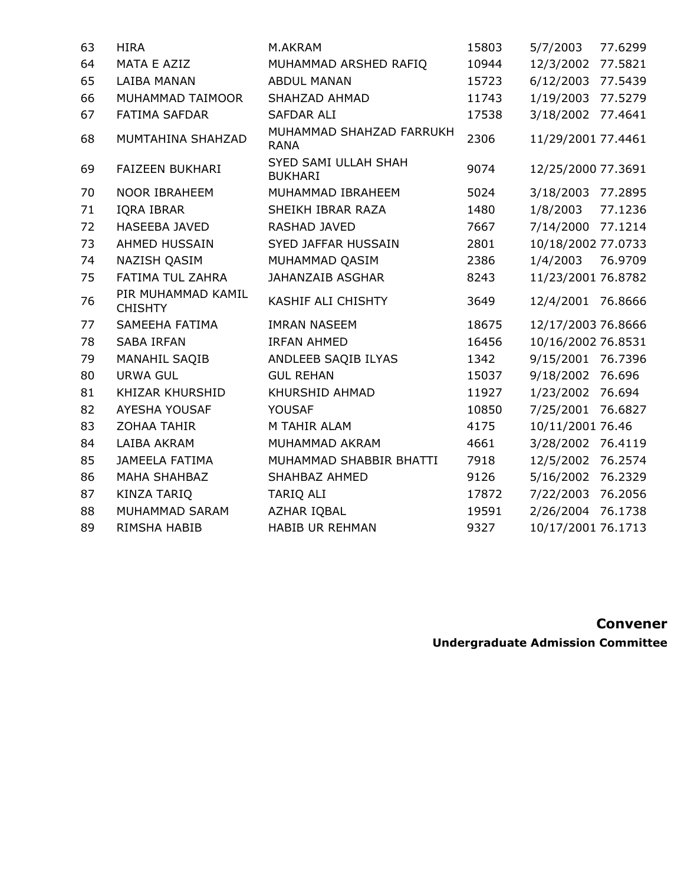| | | | | | |
|---|---|---|---|---|---|
| 63 | HIRA | M.AKRAM | 15803 | 5/7/2003 | 77.6299 |
| 64 | MATA E AZIZ | MUHAMMAD ARSHED RAFIQ | 10944 | 12/3/2002 | 77.5821 |
| 65 | LAIBA MANAN | ABDUL MANAN | 15723 | 6/12/2003 | 77.5439 |
| 66 | MUHAMMAD TAIMOOR | SHAHZAD AHMAD | 11743 | 1/19/2003 | 77.5279 |
| 67 | FATIMA SAFDAR | SAFDAR ALI | 17538 | 3/18/2002 | 77.4641 |
| 68 | MUMTAHINA SHAHZAD | MUHAMMAD SHAHZAD FARRUKH RANA | 2306 | 11/29/2001 | 77.4461 |
| 69 | FAIZEEN BUKHARI | SYED SAMI ULLAH SHAH BUKHARI | 9074 | 12/25/2000 | 77.3691 |
| 70 | NOOR IBRAHEEM | MUHAMMAD IBRAHEEM | 5024 | 3/18/2003 | 77.2895 |
| 71 | IQRA IBRAR | SHEIKH IBRAR RAZA | 1480 | 1/8/2003 | 77.1236 |
| 72 | HASEEBA JAVED | RASHAD JAVED | 7667 | 7/14/2000 | 77.1214 |
| 73 | AHMED HUSSAIN | SYED JAFFAR HUSSAIN | 2801 | 10/18/2002 | 77.0733 |
| 74 | NAZISH QASIM | MUHAMMAD QASIM | 2386 | 1/4/2003 | 76.9709 |
| 75 | FATIMA TUL ZAHRA | JAHANZAIB ASGHAR | 8243 | 11/23/2001 | 76.8782 |
| 76 | PIR MUHAMMAD KAMIL CHISHTY | KASHIF ALI CHISHTY | 3649 | 12/4/2001 | 76.8666 |
| 77 | SAMEEHA FATIMA | IMRAN NASEEM | 18675 | 12/17/2003 | 76.8666 |
| 78 | SABA IRFAN | IRFAN AHMED | 16456 | 10/16/2002 | 76.8531 |
| 79 | MANAHIL SAQIB | ANDLEEB SAQIB ILYAS | 1342 | 9/15/2001 | 76.7396 |
| 80 | URWA GUL | GUL REHAN | 15037 | 9/18/2002 | 76.696 |
| 81 | KHIZAR KHURSHID | KHURSHID AHMAD | 11927 | 1/23/2002 | 76.694 |
| 82 | AYESHA YOUSAF | YOUSAF | 10850 | 7/25/2001 | 76.6827 |
| 83 | ZOHAA TAHIR | M TAHIR ALAM | 4175 | 10/11/2001 | 76.46 |
| 84 | LAIBA AKRAM | MUHAMMAD AKRAM | 4661 | 3/28/2002 | 76.4119 |
| 85 | JAMEELA FATIMA | MUHAMMAD SHABBIR BHATTI | 7918 | 12/5/2002 | 76.2574 |
| 86 | MAHA SHAHBAZ | SHAHBAZ AHMED | 9126 | 5/16/2002 | 76.2329 |
| 87 | KINZA TARIQ | TARIQ ALI | 17872 | 7/22/2003 | 76.2056 |
| 88 | MUHAMMAD SARAM | AZHAR IQBAL | 19591 | 2/26/2004 | 76.1738 |
| 89 | RIMSHA HABIB | HABIB UR REHMAN | 9327 | 10/17/2001 | 76.1713 |

**Convener**
**Undergraduate Admission Committee**